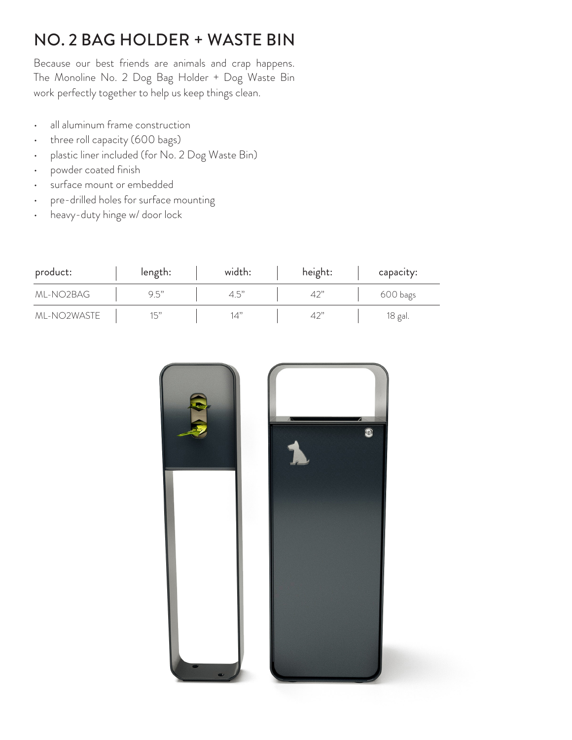# NO. 2 BAG HOLDER + WASTE BIN

Because our best friends are animals and crap happens. The Monoline No. 2 Dog Bag Holder + Dog Waste Bin work perfectly together to help us keep things clean.

- all aluminum frame construction
- three roll capacity (600 bags)
- plastic liner included (for No. 2 Dog Waste Bin)
- powder coated finish
- surface mount or embedded
- pre-drilled holes for surface mounting
- heavy-duty hinge w/ door lock

| product: | length: | width: | height: | capacity: |
| --- | --- | --- | --- | --- |
| ML-NO2BAG | 9.5" | 4.5" | 42" | 600 bags |
| ML-NO2WASTE | 15" | 14" | 42" | 18 gal. |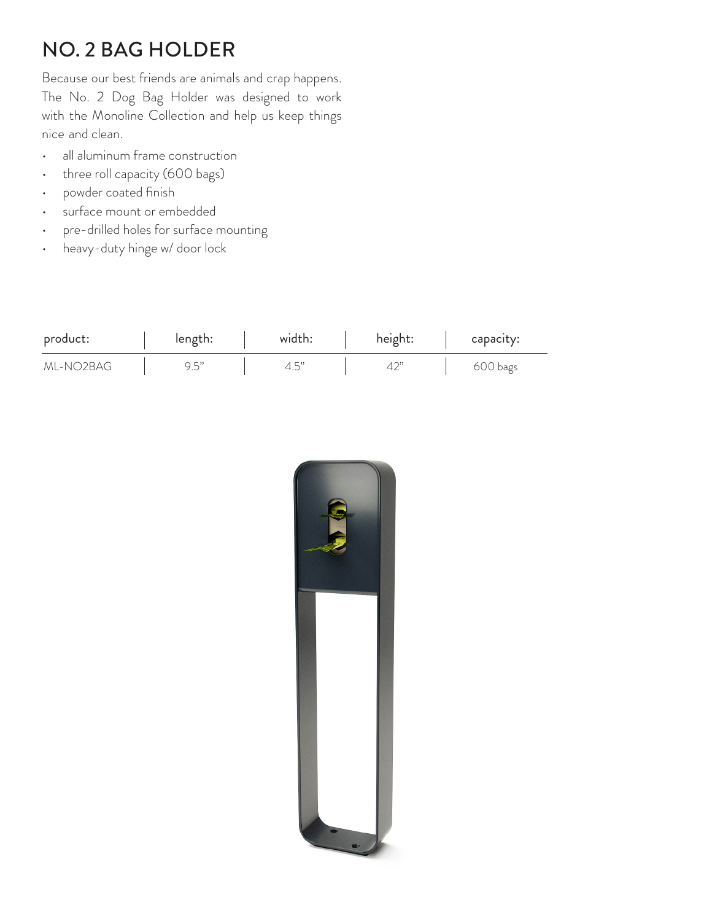# NO. 2 BAG HOLDER

Because our best friends are animals and crap happens. The No. 2 Dog Bag Holder was designed to work with the Monoline Collection and help us keep things nice and clean.

- all aluminum frame construction
- three roll capacity (600 bags)
- powder coated finish
- surface mount or embedded
- pre-drilled holes for surface mounting
- heavy-duty hinge w/ door lock

| product: | length: | width: | height: | capacity: |
|---|---|---|---|---|
| ML-NO2BAG | 9.5" | 4.5" | 42" | 600 bags |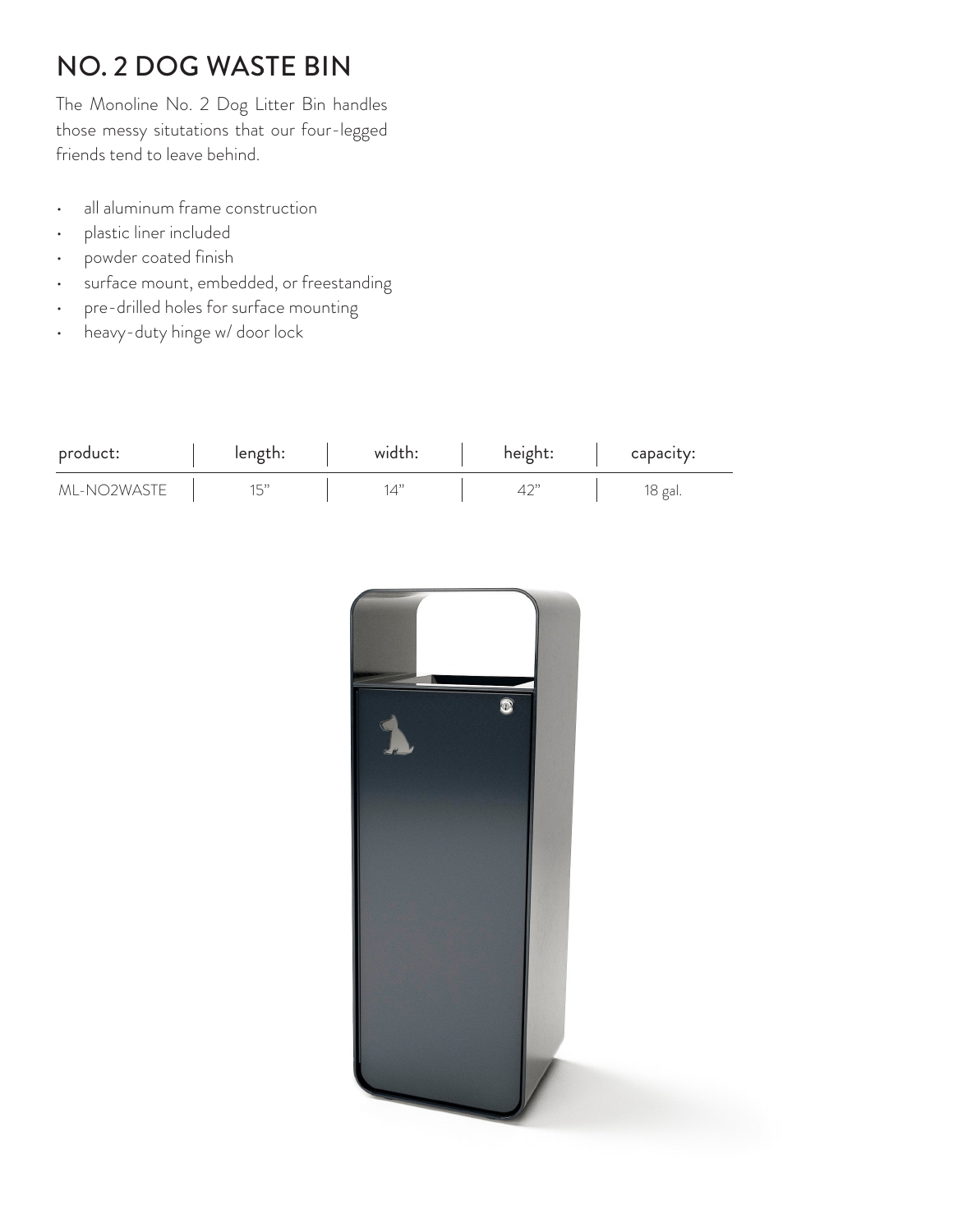# NO. 2 DOG WASTE BIN

The Monoline No. 2 Dog Litter Bin handles those messy situtations that our four-legged friends tend to leave behind.

- all aluminum frame construction
- plastic liner included
- powder coated finish
- surface mount, embedded, or freestanding
- pre-drilled holes for surface mounting
- heavy-duty hinge w/ door lock

| product: | length: | width: | height: | capacity: |
|---|---|---|---|---|
| ML-NO2WASTE | 15" | 14" | 42" | 18 gal. |